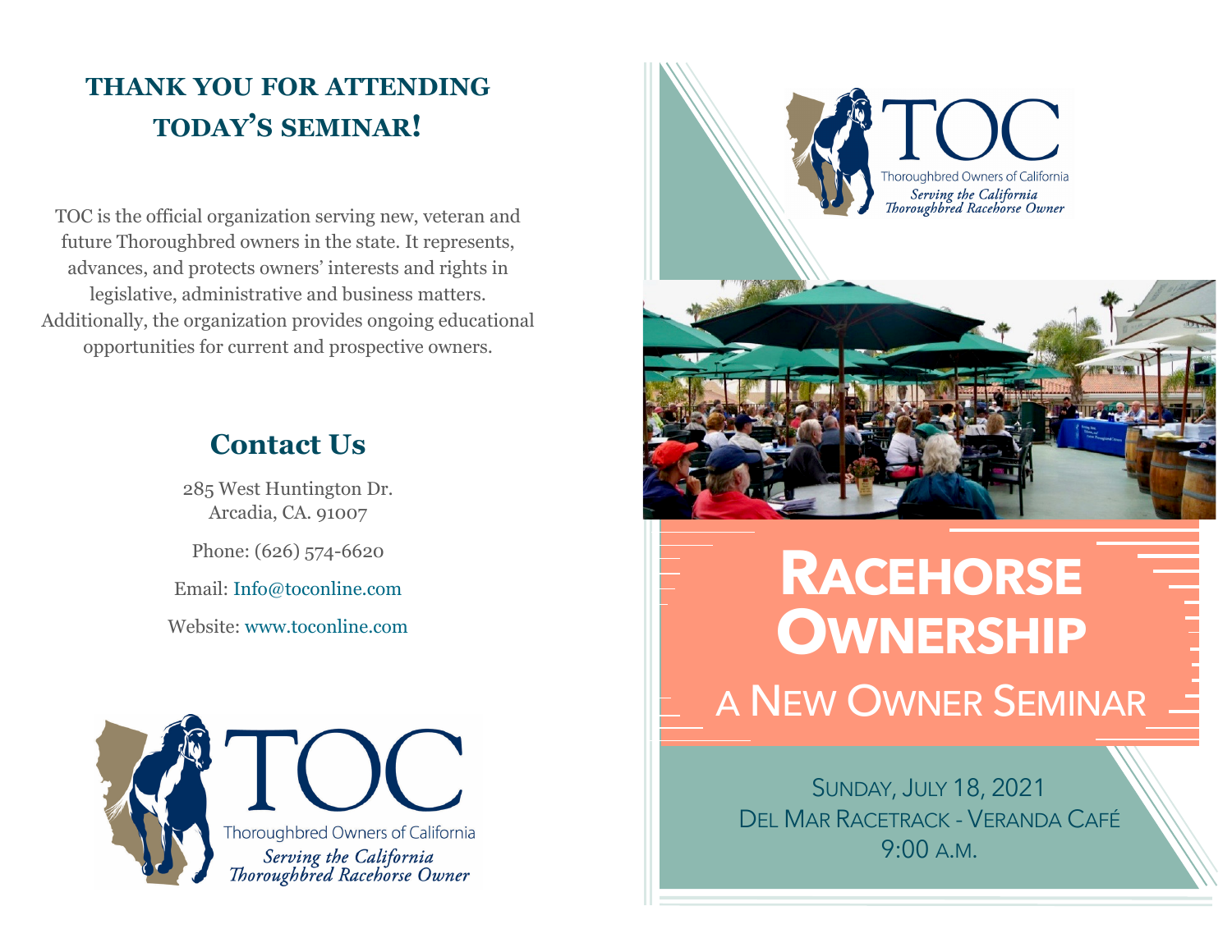# THANK YOU FOR ATTENDING TODAY'S SEMINAR!

TOC is the official organization serving new, veteran and future Thoroughbred owners in the state. It represents, advances, and protects owners' interests and rights in legislative, administrative and business matters. Additionally, the organization provides ongoing educational opportunities for current and prospective owners.

## Contact Us

285 West Huntington Dr.
Arcadia, CA. 91007

Phone: (626) 574-6620

Email: Info@toconline.com

Website: www.toconline.com

TOC
Thoroughbred Owners of California
*Serving the California Thoroughbred Racehorse Owner*

TOC
Thoroughbred Owners of California
*Serving the California Thoroughbred Racehorse Owner*

# RACEHORSE OWNERSHIP

## A NEW OWNER SEMINAR

SUNDAY, JULY 18, 2021
DEL MAR RACETRACK - VERANDA CAFÉ
9:00 A.M.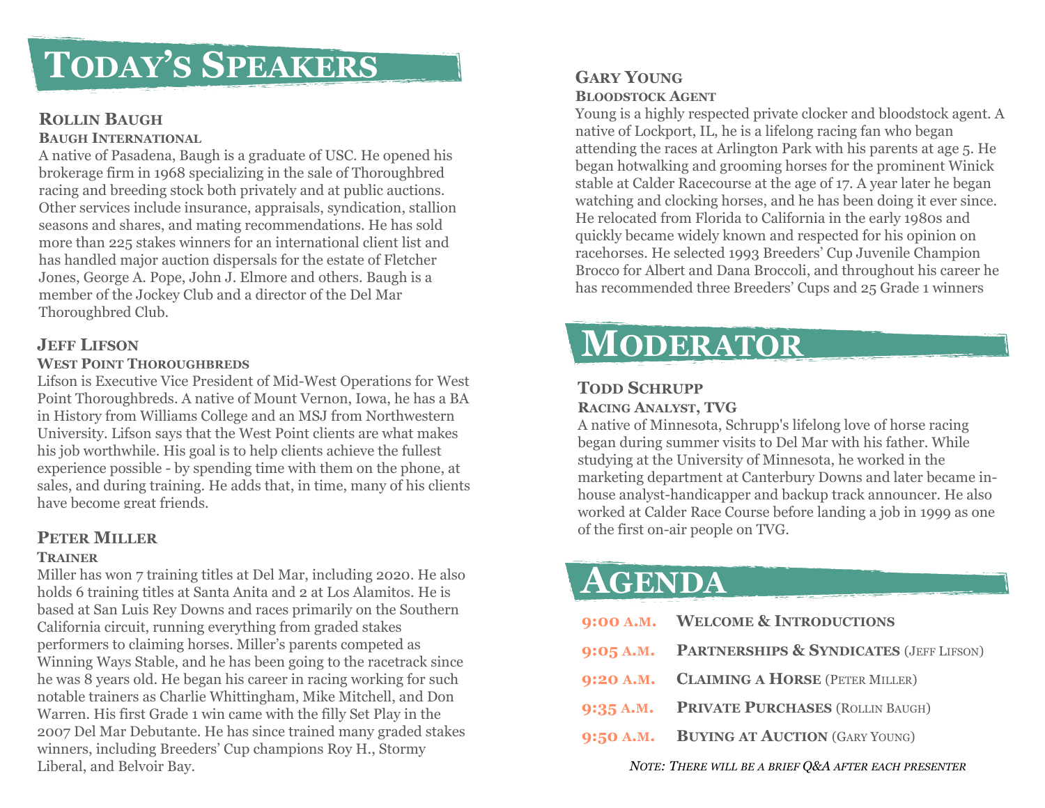# Today's Speakers

### Rollin Baugh

**Baugh International**

A native of Pasadena, Baugh is a graduate of USC. He opened his brokerage firm in 1968 specializing in the sale of Thoroughbred racing and breeding stock both privately and at public auctions. Other services include insurance, appraisals, syndication, stallion seasons and shares, and mating recommendations. He has sold more than 225 stakes winners for an international client list and has handled major auction dispersals for the estate of Fletcher Jones, George A. Pope, John J. Elmore and others. Baugh is a member of the Jockey Club and a director of the Del Mar Thoroughbred Club.

### Jeff Lifson

**West Point Thoroughbreds**

Lifson is Executive Vice President of Mid-West Operations for West Point Thoroughbreds. A native of Mount Vernon, Iowa, he has a BA in History from Williams College and an MSJ from Northwestern University. Lifson says that the West Point clients are what makes his job worthwhile. His goal is to help clients achieve the fullest experience possible - by spending time with them on the phone, at sales, and during training. He adds that, in time, many of his clients have become great friends.

### Peter Miller

**Trainer**

Miller has won 7 training titles at Del Mar, including 2020. He also holds 6 training titles at Santa Anita and 2 at Los Alamitos. He is based at San Luis Rey Downs and races primarily on the Southern California circuit, running everything from graded stakes performers to claiming horses. Miller's parents competed as Winning Ways Stable, and he has been going to the racetrack since he was 8 years old. He began his career in racing working for such notable trainers as Charlie Whittingham, Mike Mitchell, and Don Warren. His first Grade 1 win came with the filly Set Play in the 2007 Del Mar Debutante. He has since trained many graded stakes winners, including Breeders' Cup champions Roy H., Stormy Liberal, and Belvoir Bay.

### Gary Young

**Bloodstock Agent**

Young is a highly respected private clocker and bloodstock agent. A native of Lockport, IL, he is a lifelong racing fan who began attending the races at Arlington Park with his parents at age 5. He began hotwalking and grooming horses for the prominent Winick stable at Calder Racecourse at the age of 17. A year later he began watching and clocking horses, and he has been doing it ever since. He relocated from Florida to California in the early 1980s and quickly became widely known and respected for his opinion on racehorses. He selected 1993 Breeders' Cup Juvenile Champion Brocco for Albert and Dana Broccoli, and throughout his career he has recommended three Breeders' Cups and 25 Grade 1 winners

# Moderator

### Todd Schrupp

**Racing Analyst, TVG**

A native of Minnesota, Schrupp's lifelong love of horse racing began during summer visits to Del Mar with his father. While studying at the University of Minnesota, he worked in the marketing department at Canterbury Downs and later became in-house analyst-handicapper and backup track announcer. He also worked at Calder Race Course before landing a job in 1999 as one of the first on-air people on TVG.

# Agenda

| | |
|---|---|
| **9:00 A.M.** | **Welcome & Introductions** |
| **9:05 A.M.** | **Partnerships & Syndicates** (Jeff Lifson) |
| **9:20 A.M.** | **Claiming a Horse** (Peter Miller) |
| **9:35 A.M.** | **Private Purchases** (Rollin Baugh) |
| **9:50 A.M.** | **Buying at Auction** (Gary Young) |

*Note: There will be a brief Q&A after each presenter*